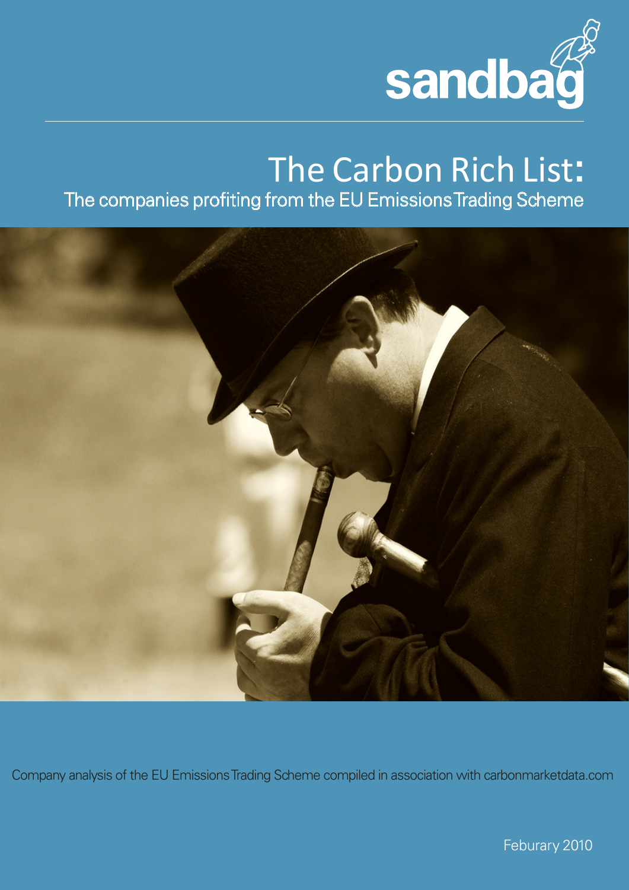sandbag

# The Carbon Rich List:

## The companies profiting from the EU Emissions Trading Scheme

Company analysis of the EU Emissions Trading Scheme compiled in association with carbonmarketdata.com

Feburary 2010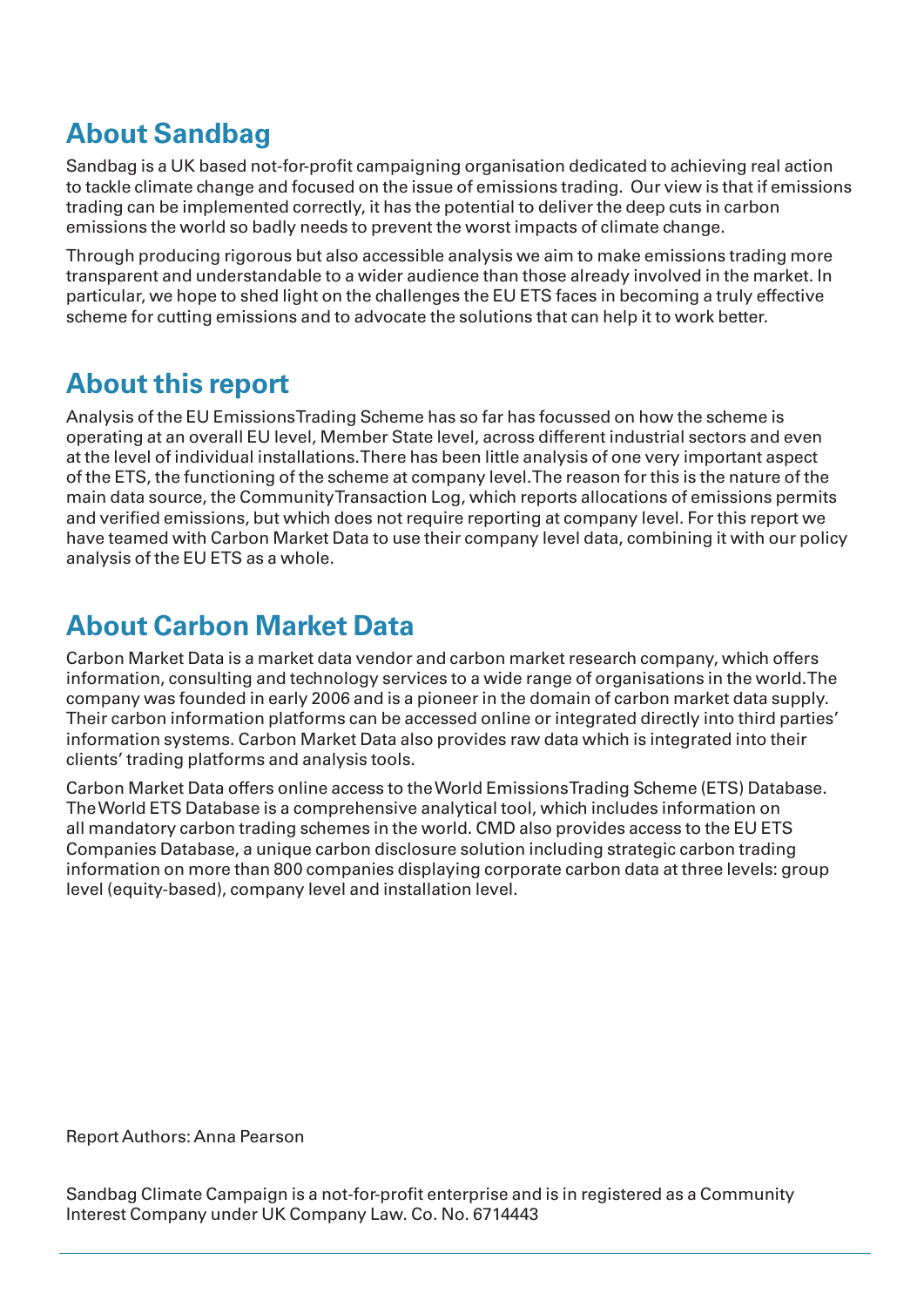## About Sandbag

Sandbag is a UK based not-for-profit campaigning organisation dedicated to achieving real action to tackle climate change and focused on the issue of emissions trading. Our view is that if emissions trading can be implemented correctly, it has the potential to deliver the deep cuts in carbon emissions the world so badly needs to prevent the worst impacts of climate change.

Through producing rigorous but also accessible analysis we aim to make emissions trading more transparent and understandable to a wider audience than those already involved in the market. In particular, we hope to shed light on the challenges the EU ETS faces in becoming a truly effective scheme for cutting emissions and to advocate the solutions that can help it to work better.

## About this report

Analysis of the EU Emissions Trading Scheme has so far has focussed on how the scheme is operating at an overall EU level, Member State level, across different industrial sectors and even at the level of individual installations. There has been little analysis of one very important aspect of the ETS, the functioning of the scheme at company level. The reason for this is the nature of the main data source, the Community Transaction Log, which reports allocations of emissions permits and verified emissions, but which does not require reporting at company level. For this report we have teamed with Carbon Market Data to use their company level data, combining it with our policy analysis of the EU ETS as a whole.

## About Carbon Market Data

Carbon Market Data is a market data vendor and carbon market research company, which offers information, consulting and technology services to a wide range of organisations in the world. The company was founded in early 2006 and is a pioneer in the domain of carbon market data supply. Their carbon information platforms can be accessed online or integrated directly into third parties' information systems. Carbon Market Data also provides raw data which is integrated into their clients' trading platforms and analysis tools.

Carbon Market Data offers online access to the World Emissions Trading Scheme (ETS) Database. The World ETS Database is a comprehensive analytical tool, which includes information on all mandatory carbon trading schemes in the world. CMD also provides access to the EU ETS Companies Database, a unique carbon disclosure solution including strategic carbon trading information on more than 800 companies displaying corporate carbon data at three levels: group level (equity-based), company level and installation level.

Report Authors: Anna Pearson

Sandbag Climate Campaign is a not-for-profit enterprise and is in registered as a Community Interest Company under UK Company Law. Co. No. 6714443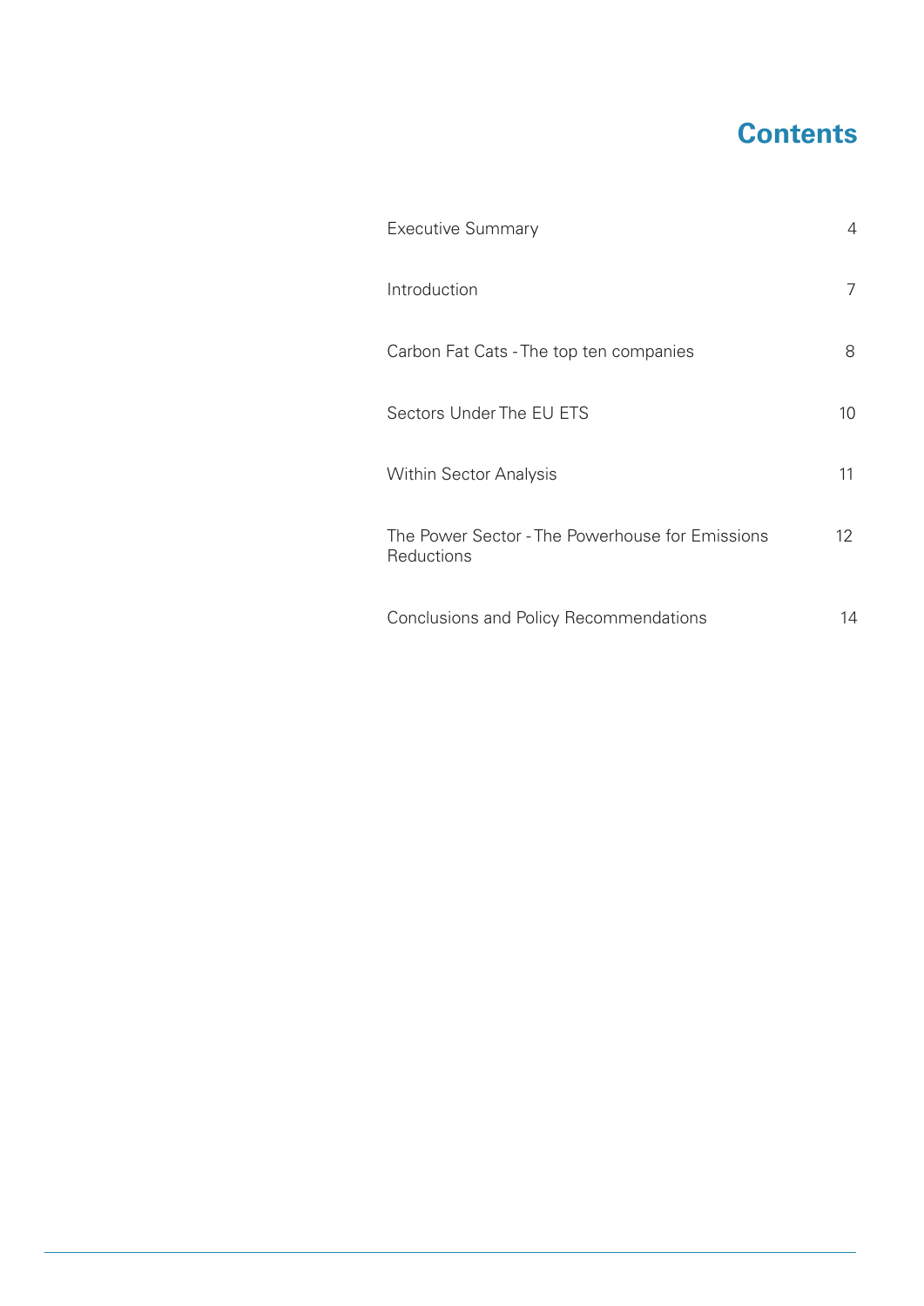# Contents

| | |
|---|---|
| Executive Summary | 4 |
| Introduction | 7 |
| Carbon Fat Cats - The top ten companies | 8 |
| Sectors Under The EU ETS | 10 |
| Within Sector Analysis | 11 |
| The Power Sector - The Powerhouse for Emissions Reductions | 12 |
| Conclusions and Policy Recommendations | 14 |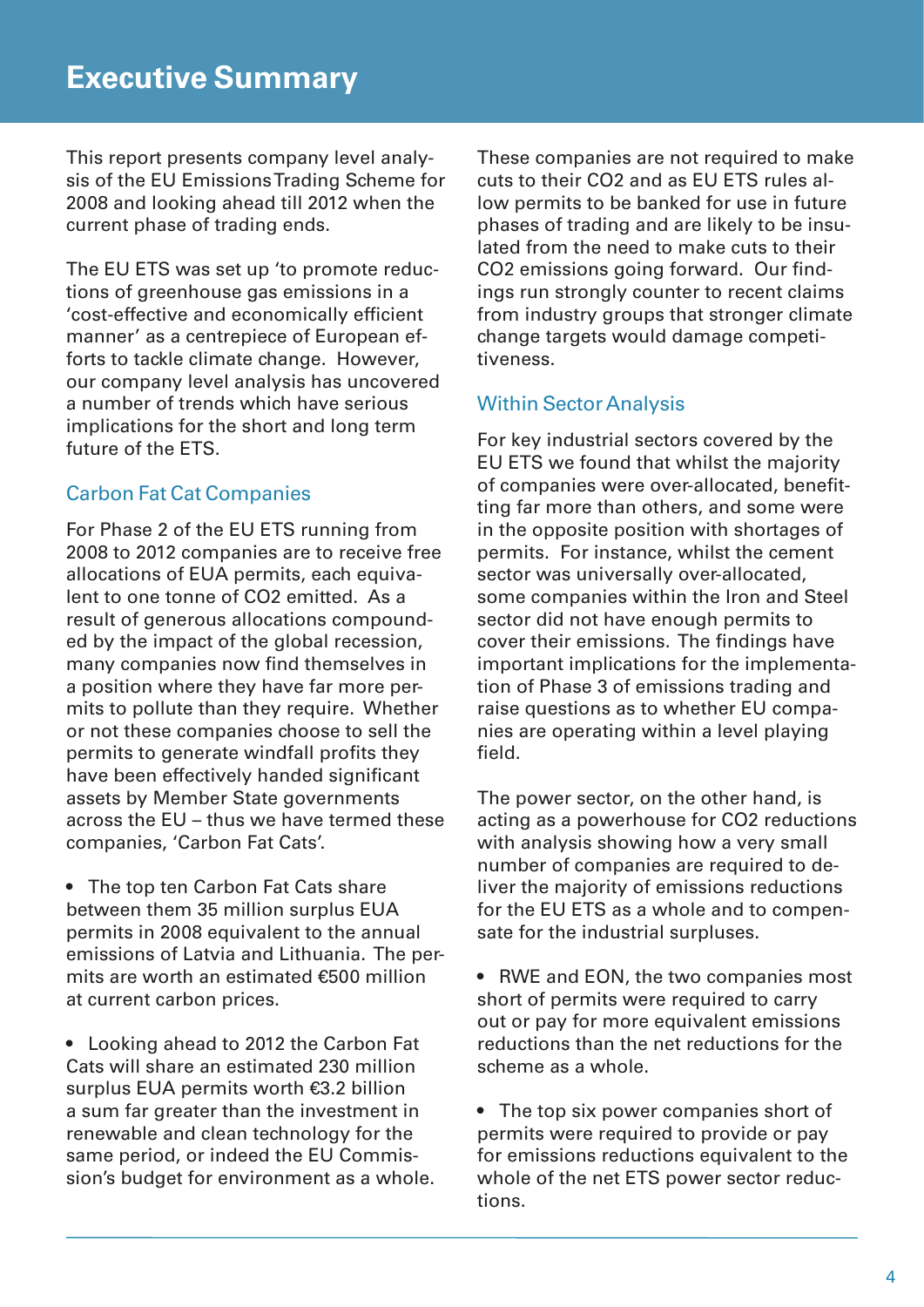# Executive Summary

This report presents company level analysis of the EU Emissions Trading Scheme for 2008 and looking ahead till 2012 when the current phase of trading ends.

The EU ETS was set up 'to promote reductions of greenhouse gas emissions in a 'cost-effective and economically efficient manner' as a centrepiece of European efforts to tackle climate change. However, our company level analysis has uncovered a number of trends which have serious implications for the short and long term future of the ETS.

## Carbon Fat Cat Companies

For Phase 2 of the EU ETS running from 2008 to 2012 companies are to receive free allocations of EUA permits, each equivalent to one tonne of CO2 emitted. As a result of generous allocations compounded by the impact of the global recession, many companies now find themselves in a position where they have far more permits to pollute than they require. Whether or not these companies choose to sell the permits to generate windfall profits they have been effectively handed significant assets by Member State governments across the EU – thus we have termed these companies, 'Carbon Fat Cats'.

- The top ten Carbon Fat Cats share between them 35 million surplus EUA permits in 2008 equivalent to the annual emissions of Latvia and Lithuania. The permits are worth an estimated €500 million at current carbon prices.

- Looking ahead to 2012 the Carbon Fat Cats will share an estimated 230 million surplus EUA permits worth €3.2 billion a sum far greater than the investment in renewable and clean technology for the same period, or indeed the EU Commission's budget for environment as a whole.

These companies are not required to make cuts to their CO2 and as EU ETS rules allow permits to be banked for use in future phases of trading and are likely to be insulated from the need to make cuts to their CO2 emissions going forward. Our findings run strongly counter to recent claims from industry groups that stronger climate change targets would damage competitiveness.

## Within Sector Analysis

For key industrial sectors covered by the EU ETS we found that whilst the majority of companies were over-allocated, benefitting far more than others, and some were in the opposite position with shortages of permits. For instance, whilst the cement sector was universally over-allocated, some companies within the Iron and Steel sector did not have enough permits to cover their emissions. The findings have important implications for the implementation of Phase 3 of emissions trading and raise questions as to whether EU companies are operating within a level playing field.

The power sector, on the other hand, is acting as a powerhouse for CO2 reductions with analysis showing how a very small number of companies are required to deliver the majority of emissions reductions for the EU ETS as a whole and to compensate for the industrial surpluses.

- RWE and EON, the two companies most short of permits were required to carry out or pay for more equivalent emissions reductions than the net reductions for the scheme as a whole.

- The top six power companies short of permits were required to provide or pay for emissions reductions equivalent to the whole of the net ETS power sector reductions.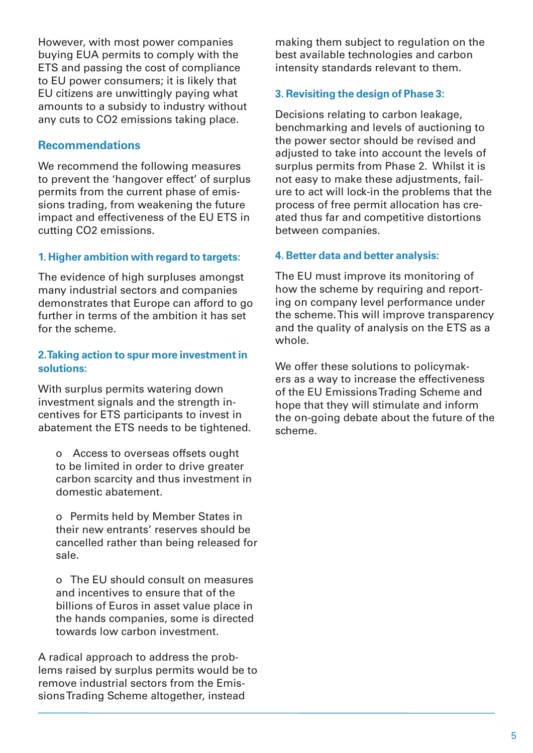However, with most power companies buying EUA permits to comply with the ETS and passing the cost of compliance to EU power consumers; it is likely that EU citizens are unwittingly paying what amounts to a subsidy to industry without any cuts to CO2 emissions taking place.

## Recommendations

We recommend the following measures to prevent the 'hangover effect' of surplus permits from the current phase of emissions trading, from weakening the future impact and effectiveness of the EU ETS in cutting CO2 emissions.

### 1. Higher ambition with regard to targets:

The evidence of high surpluses amongst many industrial sectors and companies demonstrates that Europe can afford to go further in terms of the ambition it has set for the scheme.

### 2. Taking action to spur more investment in solutions:

With surplus permits watering down investment signals and the strength incentives for ETS participants to invest in abatement the ETS needs to be tightened.

- Access to overseas offsets ought to be limited in order to drive greater carbon scarcity and thus investment in domestic abatement.
- Permits held by Member States in their new entrants' reserves should be cancelled rather than being released for sale.
- The EU should consult on measures and incentives to ensure that of the billions of Euros in asset value place in the hands companies, some is directed towards low carbon investment.

A radical approach to address the problems raised by surplus permits would be to remove industrial sectors from the Emissions Trading Scheme altogether, instead making them subject to regulation on the best available technologies and carbon intensity standards relevant to them.

### 3. Revisiting the design of Phase 3:

Decisions relating to carbon leakage, benchmarking and levels of auctioning to the power sector should be revised and adjusted to take into account the levels of surplus permits from Phase 2. Whilst it is not easy to make these adjustments, failure to act will lock-in the problems that the process of free permit allocation has created thus far and competitive distortions between companies.

### 4. Better data and better analysis:

The EU must improve its monitoring of how the scheme by requiring and reporting on company level performance under the scheme. This will improve transparency and the quality of analysis on the ETS as a whole.

We offer these solutions to policymakers as a way to increase the effectiveness of the EU Emissions Trading Scheme and hope that they will stimulate and inform the on-going debate about the future of the scheme.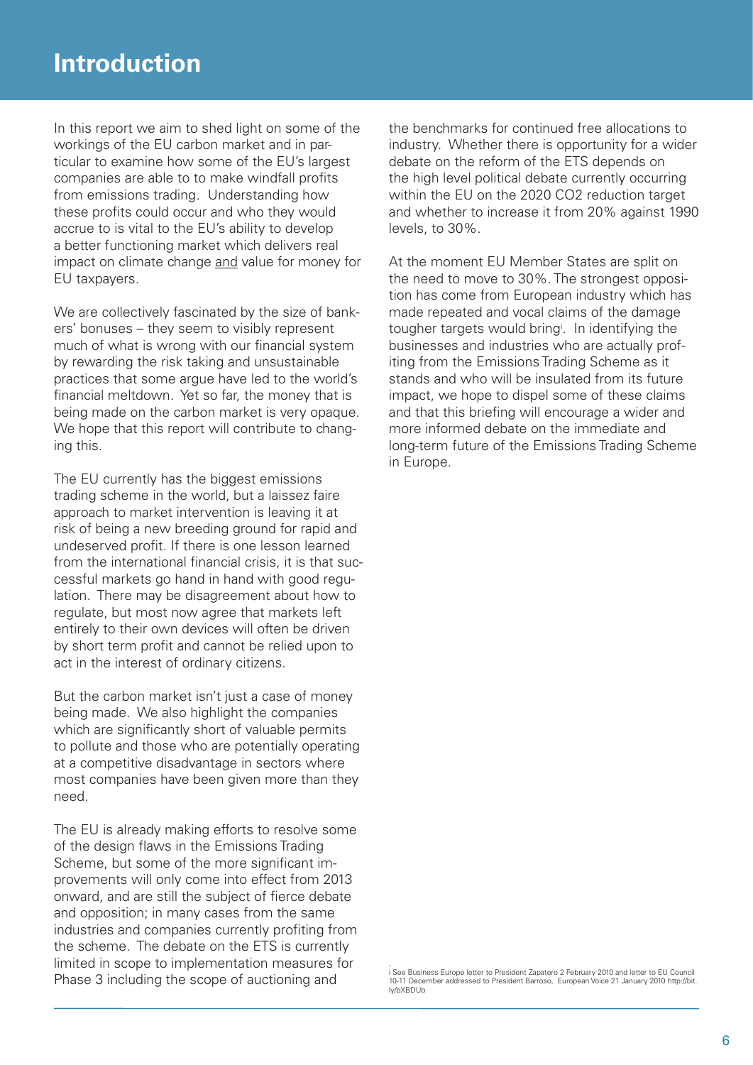# Introduction

In this report we aim to shed light on some of the workings of the EU carbon market and in particular to examine how some of the EU's largest companies are able to to make windfall profits from emissions trading. Understanding how these profits could occur and who they would accrue to is vital to the EU's ability to develop a better functioning market which delivers real impact on climate change and value for money for EU taxpayers.

We are collectively fascinated by the size of bankers' bonuses – they seem to visibly represent much of what is wrong with our financial system by rewarding the risk taking and unsustainable practices that some argue have led to the world's financial meltdown. Yet so far, the money that is being made on the carbon market is very opaque. We hope that this report will contribute to changing this.

The EU currently has the biggest emissions trading scheme in the world, but a laissez faire approach to market intervention is leaving it at risk of being a new breeding ground for rapid and undeserved profit. If there is one lesson learned from the international financial crisis, it is that successful markets go hand in hand with good regulation. There may be disagreement about how to regulate, but most now agree that markets left entirely to their own devices will often be driven by short term profit and cannot be relied upon to act in the interest of ordinary citizens.

But the carbon market isn't just a case of money being made. We also highlight the companies which are significantly short of valuable permits to pollute and those who are potentially operating at a competitive disadvantage in sectors where most companies have been given more than they need.

The EU is already making efforts to resolve some of the design flaws in the Emissions Trading Scheme, but some of the more significant improvements will only come into effect from 2013 onward, and are still the subject of fierce debate and opposition; in many cases from the same industries and companies currently profiting from the scheme. The debate on the ETS is currently limited in scope to implementation measures for Phase 3 including the scope of auctioning and the benchmarks for continued free allocations to industry. Whether there is opportunity for a wider debate on the reform of the ETS depends on the high level political debate currently occurring within the EU on the 2020 CO2 reduction target and whether to increase it from 20% against 1990 levels, to 30%.

At the moment EU Member States are split on the need to move to 30%. The strongest opposition has come from European industry which has made repeated and vocal claims of the damage tougher targets would bring[i]. In identifying the businesses and industries who are actually profiting from the Emissions Trading Scheme as it stands and who will be insulated from its future impact, we hope to dispel some of these claims and that this briefing will encourage a wider and more informed debate on the immediate and long-term future of the Emissions Trading Scheme in Europe.

---

i See Business Europe letter to President Zapatero 2 February 2010 and letter to EU Council 10-11 December addressed to President Barroso, European Voice 21 January 2010 http://bit.ly/bXBDUb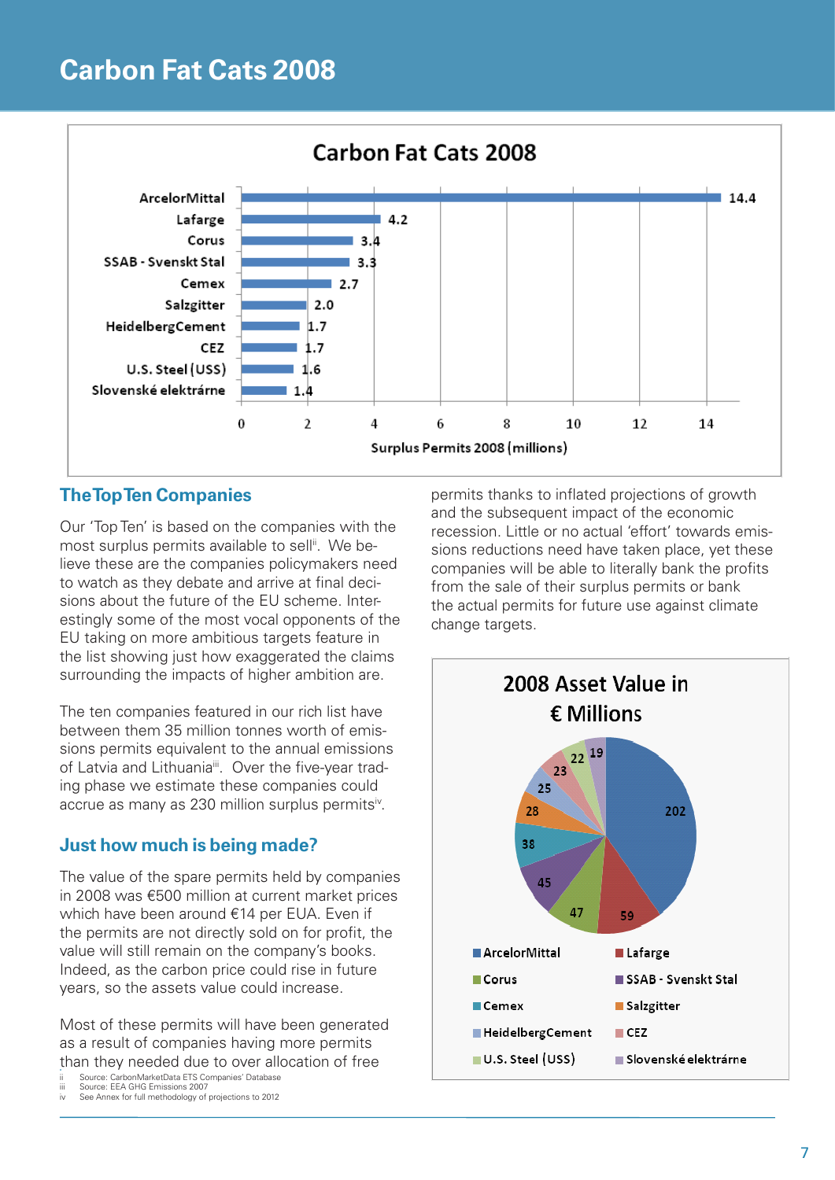# Carbon Fat Cats 2008

**Carbon Fat Cats 2008**

| Company | Surplus Permits 2008 (millions) |
|---|---|
| ArcelorMittal | 14.4 |
| Lafarge | 4.2 |
| Corus | 3.4 |
| SSAB - Svenskt Stal | 3.3 |
| Cemex | 2.7 |
| Salzgitter | 2.0 |
| HeidelbergCement | 1.7 |
| CEZ | 1.7 |
| U.S. Steel (USS) | 1.6 |
| Slovenské elektrárne | 1.4 |

## The Top Ten Companies

Our 'Top Ten' is based on the companies with the most surplus permits available to sell[ii]. We believe these are the companies policymakers need to watch as they debate and arrive at final decisions about the future of the EU scheme. Interestingly some of the most vocal opponents of the EU taking on more ambitious targets feature in the list showing just how exaggerated the claims surrounding the impacts of higher ambition are.

The ten companies featured in our rich list have between them 35 million tonnes worth of emissions permits equivalent to the annual emissions of Latvia and Lithuania[iii]. Over the five-year trading phase we estimate these companies could accrue as many as 230 million surplus permits[iv].

## Just how much is being made?

The value of the spare permits held by companies in 2008 was €500 million at current market prices which have been around €14 per EUA. Even if the permits are not directly sold on for profit, the value will still remain on the company's books. Indeed, as the carbon price could rise in future years, so the assets value could increase.

Most of these permits will have been generated as a result of companies having more permits than they needed due to over allocation of free permits thanks to inflated projections of growth and the subsequent impact of the economic recession. Little or no actual 'effort' towards emissions reductions need have taken place, yet these companies will be able to literally bank the profits from the sale of their surplus permits or bank the actual permits for future use against climate change targets.

**2008 Asset Value in € Millions**

| Company | Asset Value (€ Millions) |
|---|---|
| ArcelorMittal | 202 |
| Lafarge | 59 |
| Corus | 47 |
| SSAB - Svenskt Stal | 45 |
| Cemex | 38 |
| Salzgitter | 28 |
| HeidelbergCement | 25 |
| CEZ | 23 |
| U.S. Steel (USS) | 22 |
| Slovenské elektrárne | 19 |

ii Source: CarbonMarketData ETS Companies' Database
iii Source: EEA GHG Emissions 2007
iv See Annex for full methodology of projections to 2012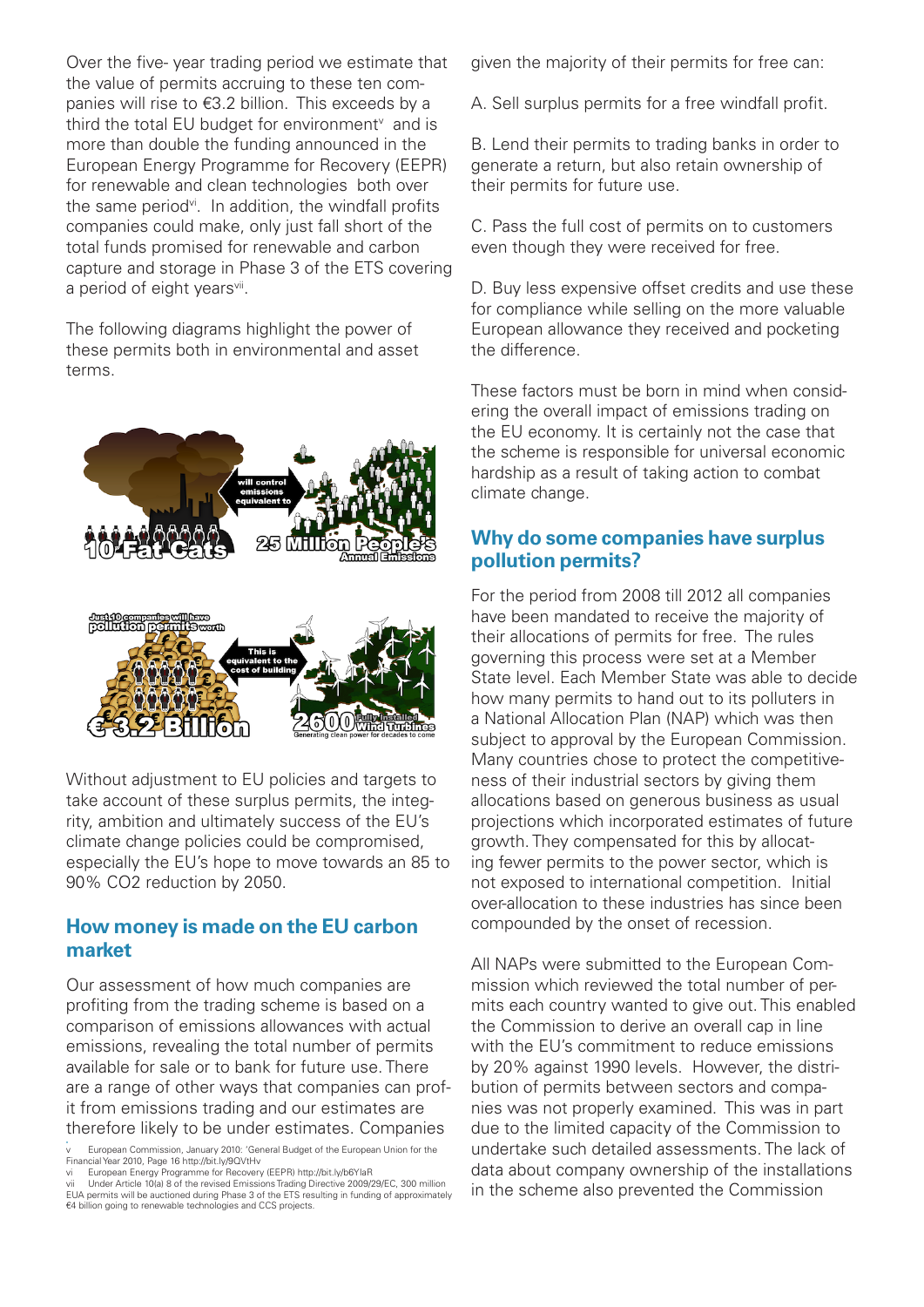Over the five- year trading period we estimate that the value of permits accruing to these ten companies will rise to €3.2 billion. This exceeds by a third the total EU budget for environment[v] and is more than double the funding announced in the European Energy Programme for Recovery (EEPR) for renewable and clean technologies both over the same period[vi]. In addition, the windfall profits companies could make, only just fall short of the total funds promised for renewable and carbon capture and storage in Phase 3 of the ETS covering a period of eight years[vii].

The following diagrams highlight the power of these permits both in environmental and asset terms.

Without adjustment to EU policies and targets to take account of these surplus permits, the integrity, ambition and ultimately success of the EU's climate change policies could be compromised, especially the EU's hope to move towards an 85 to 90% $CO_2$ reduction by 2050.

## How money is made on the EU carbon market

Our assessment of how much companies are profiting from the trading scheme is based on a comparison of emissions allowances with actual emissions, revealing the total number of permits available for sale or to bank for future use. There are a range of other ways that companies can profit from emissions trading and our estimates are therefore likely to be under estimates. Companies given the majority of their permits for free can:

A. Sell surplus permits for a free windfall profit.

B. Lend their permits to trading banks in order to generate a return, but also retain ownership of their permits for future use.

C. Pass the full cost of permits on to customers even though they were received for free.

D. Buy less expensive offset credits and use these for compliance while selling on the more valuable European allowance they received and pocketing the difference.

These factors must be born in mind when considering the overall impact of emissions trading on the EU economy. It is certainly not the case that the scheme is responsible for universal economic hardship as a result of taking action to combat climate change.

## Why do some companies have surplus pollution permits?

For the period from 2008 till 2012 all companies have been mandated to receive the majority of their allocations of permits for free. The rules governing this process were set at a Member State level. Each Member State was able to decide how many permits to hand out to its polluters in a National Allocation Plan (NAP) which was then subject to approval by the European Commission. Many countries chose to protect the competitiveness of their industrial sectors by giving them allocations based on generous business as usual projections which incorporated estimates of future growth. They compensated for this by allocating fewer permits to the power sector, which is not exposed to international competition. Initial over-allocation to these industries has since been compounded by the onset of recession.

All NAPs were submitted to the European Commission which reviewed the total number of permits each country wanted to give out. This enabled the Commission to derive an overall cap in line with the EU's commitment to reduce emissions by 20% against 1990 levels. However, the distribution of permits between sectors and companies was not properly examined. This was in part due to the limited capacity of the Commission to undertake such detailed assessments. The lack of data about company ownership of the installations in the scheme also prevented the Commission

---

v European Commission, January 2010: 'General Budget of the European Union for the Financial Year 2010, Page 16 http://bit.ly/9QVtHv

vi European Energy Programme for Recovery (EEPR) http://bit.ly/b6YlaR

vii Under Article 10(a) 8 of the revised Emissions Trading Directive 2009/29/EC, 300 million EUA permits will be auctioned during Phase 3 of the ETS resulting in funding of approximately €4 billion going to renewable technologies and CCS projects.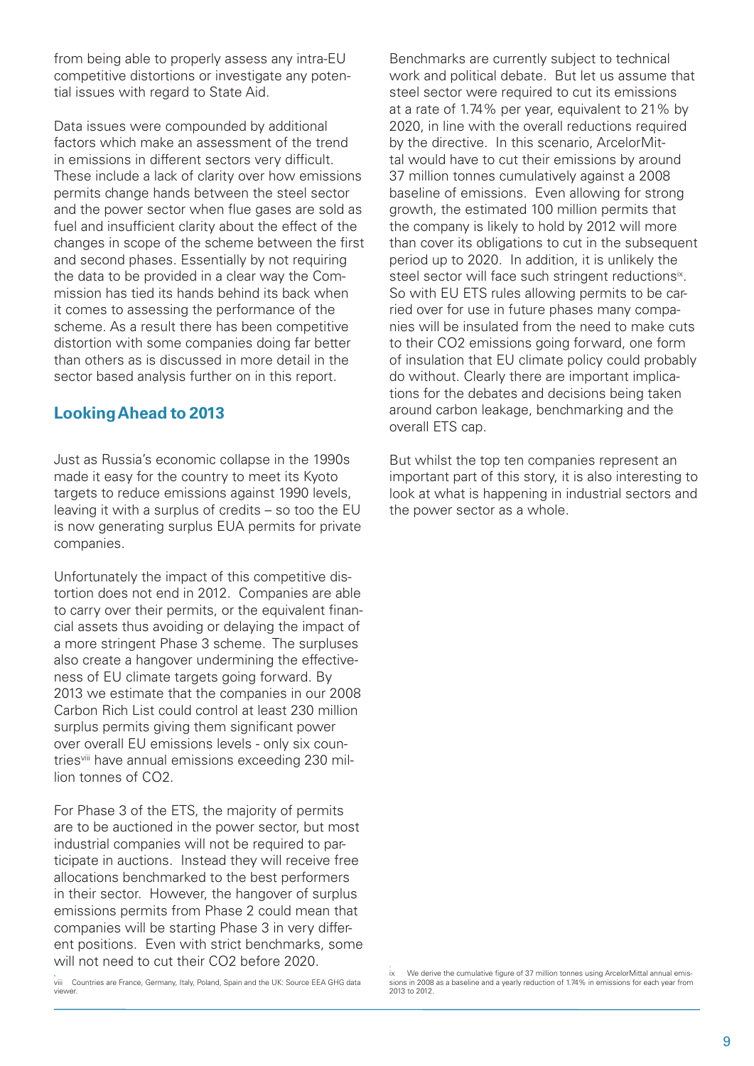from being able to properly assess any intra-EU competitive distortions or investigate any potential issues with regard to State Aid.

Data issues were compounded by additional factors which make an assessment of the trend in emissions in different sectors very difficult. These include a lack of clarity over how emissions permits change hands between the steel sector and the power sector when flue gases are sold as fuel and insufficient clarity about the effect of the changes in scope of the scheme between the first and second phases. Essentially by not requiring the data to be provided in a clear way the Commission has tied its hands behind its back when it comes to assessing the performance of the scheme. As a result there has been competitive distortion with some companies doing far better than others as is discussed in more detail in the sector based analysis further on in this report.

## Looking Ahead to 2013

Just as Russia's economic collapse in the 1990s made it easy for the country to meet its Kyoto targets to reduce emissions against 1990 levels, leaving it with a surplus of credits – so too the EU is now generating surplus EUA permits for private companies.

Unfortunately the impact of this competitive distortion does not end in 2012. Companies are able to carry over their permits, or the equivalent financial assets thus avoiding or delaying the impact of a more stringent Phase 3 scheme. The surpluses also create a hangover undermining the effectiveness of EU climate targets going forward. By 2013 we estimate that the companies in our 2008 Carbon Rich List could control at least 230 million surplus permits giving them significant power over overall EU emissions levels - only six countries[viii] have annual emissions exceeding 230 million tonnes of $CO_2$.

For Phase 3 of the ETS, the majority of permits are to be auctioned in the power sector, but most industrial companies will not be required to participate in auctions. Instead they will receive free allocations benchmarked to the best performers in their sector. However, the hangover of surplus emissions permits from Phase 2 could mean that companies will be starting Phase 3 in very different positions. Even with strict benchmarks, some will not need to cut their $CO_2$ before 2020.

Benchmarks are currently subject to technical work and political debate. But let us assume that steel sector were required to cut its emissions at a rate of 1.74% per year, equivalent to 21% by 2020, in line with the overall reductions required by the directive. In this scenario, ArcelorMittal would have to cut their emissions by around 37 million tonnes cumulatively against a 2008 baseline of emissions. Even allowing for strong growth, the estimated 100 million permits that the company is likely to hold by 2012 will more than cover its obligations to cut in the subsequent period up to 2020. In addition, it is unlikely the steel sector will face such stringent reductions[ix]. So with EU ETS rules allowing permits to be carried over for use in future phases many companies will be insulated from the need to make cuts to their $CO_2$ emissions going forward, one form of insulation that EU climate policy could probably do without. Clearly there are important implications for the debates and decisions being taken around carbon leakage, benchmarking and the overall ETS cap.

But whilst the top ten companies represent an important part of this story, it is also interesting to look at what is happening in industrial sectors and the power sector as a whole.

---

viii Countries are France, Germany, Italy, Poland, Spain and the UK: Source EEA GHG data viewer.

ix We derive the cumulative figure of 37 million tonnes using ArcelorMittal annual emissions in 2008 as a baseline and a yearly reduction of 1.74% in emissions for each year from 2013 to 2012.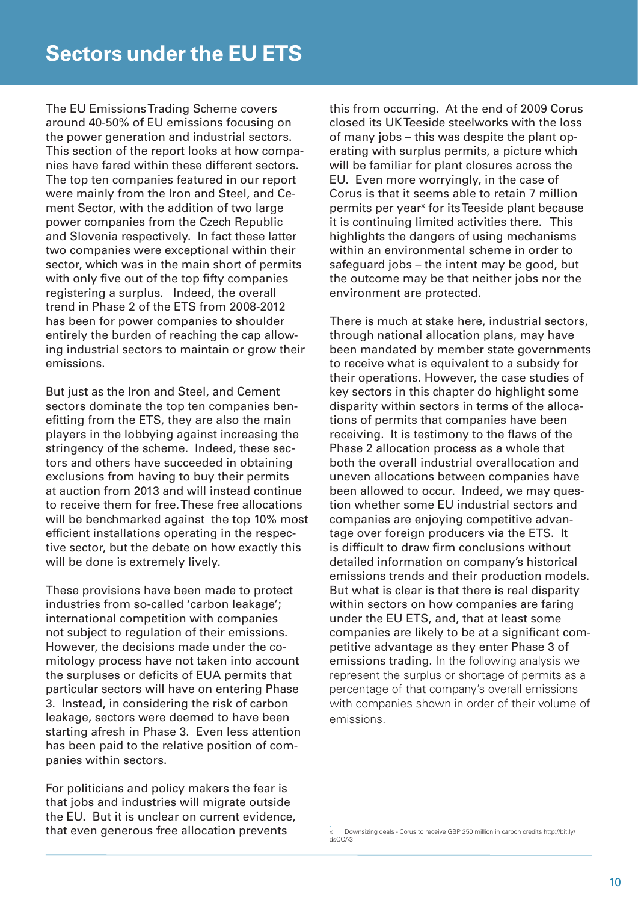# Sectors under the EU ETS

The EU Emissions Trading Scheme covers around 40-50% of EU emissions focusing on the power generation and industrial sectors. This section of the report looks at how companies have fared within these different sectors. The top ten companies featured in our report were mainly from the Iron and Steel, and Cement Sector, with the addition of two large power companies from the Czech Republic and Slovenia respectively. In fact these latter two companies were exceptional within their sector, which was in the main short of permits with only five out of the top fifty companies registering a surplus. Indeed, the overall trend in Phase 2 of the ETS from 2008-2012 has been for power companies to shoulder entirely the burden of reaching the cap allowing industrial sectors to maintain or grow their emissions.

But just as the Iron and Steel, and Cement sectors dominate the top ten companies benefitting from the ETS, they are also the main players in the lobbying against increasing the stringency of the scheme. Indeed, these sectors and others have succeeded in obtaining exclusions from having to buy their permits at auction from 2013 and will instead continue to receive them for free. These free allocations will be benchmarked against the top 10% most efficient installations operating in the respective sector, but the debate on how exactly this will be done is extremely lively.

These provisions have been made to protect industries from so-called 'carbon leakage'; international competition with companies not subject to regulation of their emissions. However, the decisions made under the comitology process have not taken into account the surpluses or deficits of EUA permits that particular sectors will have on entering Phase 3. Instead, in considering the risk of carbon leakage, sectors were deemed to have been starting afresh in Phase 3. Even less attention has been paid to the relative position of companies within sectors.

For politicians and policy makers the fear is that jobs and industries will migrate outside the EU. But it is unclear on current evidence, that even generous free allocation prevents this from occurring. At the end of 2009 Corus closed its UK Teeside steelworks with the loss of many jobs – this was despite the plant operating with surplus permits, a picture which will be familiar for plant closures across the EU. Even more worryingly, in the case of Corus is that it seems able to retain 7 million permits per year[x] for its Teeside plant because it is continuing limited activities there. This highlights the dangers of using mechanisms within an environmental scheme in order to safeguard jobs – the intent may be good, but the outcome may be that neither jobs nor the environment are protected.

There is much at stake here, industrial sectors, through national allocation plans, may have been mandated by member state governments to receive what is equivalent to a subsidy for their operations. However, the case studies of key sectors in this chapter do highlight some disparity within sectors in terms of the allocations of permits that companies have been receiving. It is testimony to the flaws of the Phase 2 allocation process as a whole that both the overall industrial overallocation and uneven allocations between companies have been allowed to occur. Indeed, we may question whether some EU industrial sectors and companies are enjoying competitive advantage over foreign producers via the ETS. It is difficult to draw firm conclusions without detailed information on company's historical emissions trends and their production models. But what is clear is that there is real disparity within sectors on how companies are faring under the EU ETS, and, that at least some companies are likely to be at a significant competitive advantage as they enter Phase 3 of emissions trading. In the following analysis we represent the surplus or shortage of permits as a percentage of that company's overall emissions with companies shown in order of their volume of emissions.

[x] Downsizing deals - Corus to receive GBP 250 million in carbon credits http://bit.ly/dsCOA3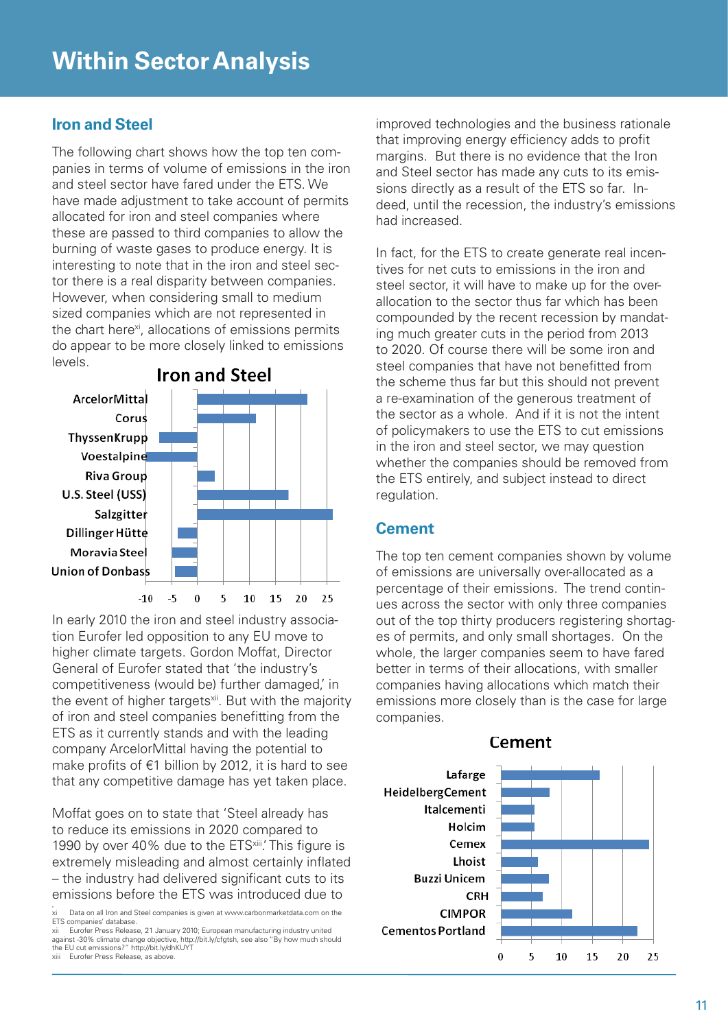# Within Sector Analysis

## Iron and Steel

The following chart shows how the top ten companies in terms of volume of emissions in the iron and steel sector have fared under the ETS. We have made adjustment to take account of permits allocated for iron and steel companies where these are passed to third companies to allow the burning of waste gases to produce energy. It is interesting to note that in the iron and steel sector there is a real disparity between companies. However, when considering small to medium sized companies which are not represented in the chart here[xi], allocations of emissions permits do appear to be more closely linked to emissions levels.

**Iron and Steel**

- ArcelorMittal
- Corus
- ThyssenKrupp
- Voestalpine
- Riva Group
- U.S. Steel (USS)
- Salzgitter
- Dillinger Hütte
- Moravia Steel
- Union of Donbass

-10 -5 0 5 10 15 20 25

In early 2010 the iron and steel industry association Eurofer led opposition to any EU move to higher climate targets. Gordon Moffat, Director General of Eurofer stated that 'the industry's competitiveness (would be) further damaged,' in the event of higher targets[xii]. But with the majority of iron and steel companies benefitting from the ETS as it currently stands and with the leading company ArcelorMittal having the potential to make profits of €1 billion by 2012, it is hard to see that any competitive damage has yet taken place.

Moffat goes on to state that 'Steel already has to reduce its emissions in 2020 compared to 1990 by over 40% due to the ETS[xiii].' This figure is extremely misleading and almost certainly inflated – the industry had delivered significant cuts to its emissions before the ETS was introduced due to improved technologies and the business rationale that improving energy efficiency adds to profit margins. But there is no evidence that the Iron and Steel sector has made any cuts to its emissions directly as a result of the ETS so far. Indeed, until the recession, the industry's emissions had increased.

In fact, for the ETS to create generate real incentives for net cuts to emissions in the iron and steel sector, it will have to make up for the over-allocation to the sector thus far which has been compounded by the recent recession by mandating much greater cuts in the period from 2013 to 2020. Of course there will be some iron and steel companies that have not benefitted from the scheme thus far but this should not prevent a re-examination of the generous treatment of the sector as a whole. And if it is not the intent of policymakers to use the ETS to cut emissions in the iron and steel sector, we may question whether the companies should be removed from the ETS entirely, and subject instead to direct regulation.

## Cement

The top ten cement companies shown by volume of emissions are universally over-allocated as a percentage of their emissions. The trend continues across the sector with only three companies out of the top thirty producers registering shortages of permits, and only small shortages. On the whole, the larger companies seem to have fared better in terms of their allocations, with smaller companies having allocations which match their emissions more closely than is the case for large companies.

**Cement**

- Lafarge
- HeidelbergCement
- Italcementi
- Holcim
- Cemex
- Lhoist
- Buzzi Unicem
- CRH
- CIMPOR
- Cementos Portland

0 5 10 15 20 25

---

xi Data on all Iron and Steel companies is given at www.carbonmarketdata.com on the ETS companies' database.

xii Eurofer Press Release, 21 January 2010; European manufacturing industry united against -30% climate change objective, http://bit.ly/cfgtsh, see also "By how much should the EU cut emissions?" http://bit.ly/dhKUYT

xiii Eurofer Press Release, as above.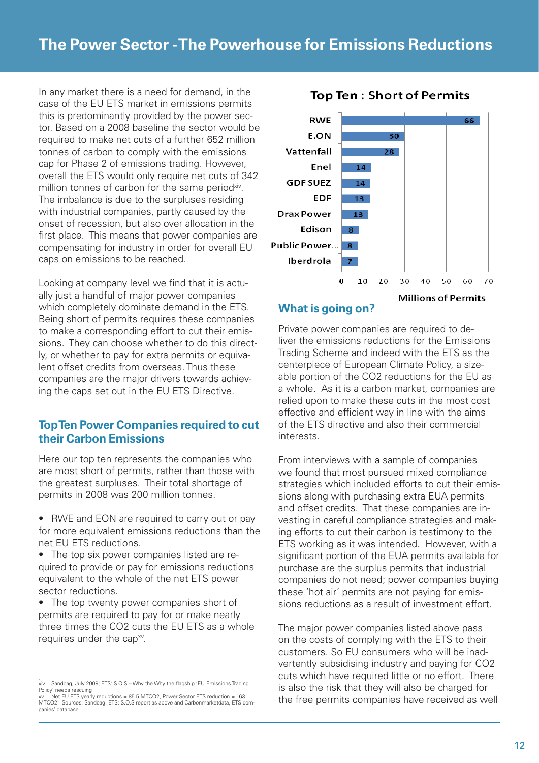# The Power Sector - The Powerhouse for Emissions Reductions

In any market there is a need for demand, in the case of the EU ETS market in emissions permits this is predominantly provided by the power sector. Based on a 2008 baseline the sector would be required to make net cuts of a further 652 million tonnes of carbon to comply with the emissions cap for Phase 2 of emissions trading. However, overall the ETS would only require net cuts of 342 million tonnes of carbon for the same period[xiv]. The imbalance is due to the surpluses residing with industrial companies, partly caused by the onset of recession, but also over allocation in the first place. This means that power companies are compensating for industry in order for overall EU caps on emissions to be reached.

Looking at company level we find that it is actually just a handful of major power companies which completely dominate demand in the ETS. Being short of permits requires these companies to make a corresponding effort to cut their emissions. They can choose whether to do this directly, or whether to pay for extra permits or equivalent offset credits from overseas. Thus these companies are the major drivers towards achieving the caps set out in the EU ETS Directive.

## Top Ten Power Companies required to cut their Carbon Emissions

Here our top ten represents the companies who are most short of permits, rather than those with the greatest surpluses. Their total shortage of permits in 2008 was 200 million tonnes.

- RWE and EON are required to carry out or pay for more equivalent emissions reductions than the net EU ETS reductions.
- The top six power companies listed are required to provide or pay for emissions reductions equivalent to the whole of the net ETS power sector reductions.
- The top twenty power companies short of permits are required to pay for or make nearly three times the $CO_2$ cuts the EU ETS as a whole requires under the cap[xv].

**Top Ten : Short of Permits**

| Company | Millions of Permits |
|---|---|
| RWE | 66 |
| E.ON | 30 |
| Vattenfall | 28 |
| Enel | 14 |
| GDF SUEZ | 14 |
| EDF | 13 |
| Drax Power | 13 |
| Edison | 8 |
| Public Power... | 8 |
| Iberdrola | 7 |

## What is going on?

Private power companies are required to deliver the emissions reductions for the Emissions Trading Scheme and indeed with the ETS as the centerpiece of European Climate Policy, a sizeable portion of the $CO_2$ reductions for the EU as a whole. As it is a carbon market, companies are relied upon to make these cuts in the most cost effective and efficient way in line with the aims of the ETS directive and also their commercial interests.

From interviews with a sample of companies we found that most pursued mixed compliance strategies which included efforts to cut their emissions along with purchasing extra EUA permits and offset credits. That these companies are investing in careful compliance strategies and making efforts to cut their carbon is testimony to the ETS working as it was intended. However, with a significant portion of the EUA permits available for purchase are the surplus permits that industrial companies do not need; power companies buying these 'hot air' permits are not paying for emissions reductions as a result of investment effort.

The major power companies listed above pass on the costs of complying with the ETS to their customers. So EU consumers who will be inadvertently subsidising industry and paying for $CO_2$ cuts which have required little or no effort. There is also the risk that they will also be charged for the free permits companies have received as well

---

xiv Sandbag, July 2009; ETS: S.O.S – Why the Why the flagship 'EU Emissions Trading Policy' needs rescuing

xv Net EU ETS yearly reductions = 85.5 MTCO2, Power Sector ETS reduction = 163 MTCO2. Sources: Sandbag, ETS: S.O.S report as above and Carbonmarketdata, ETS companies' database.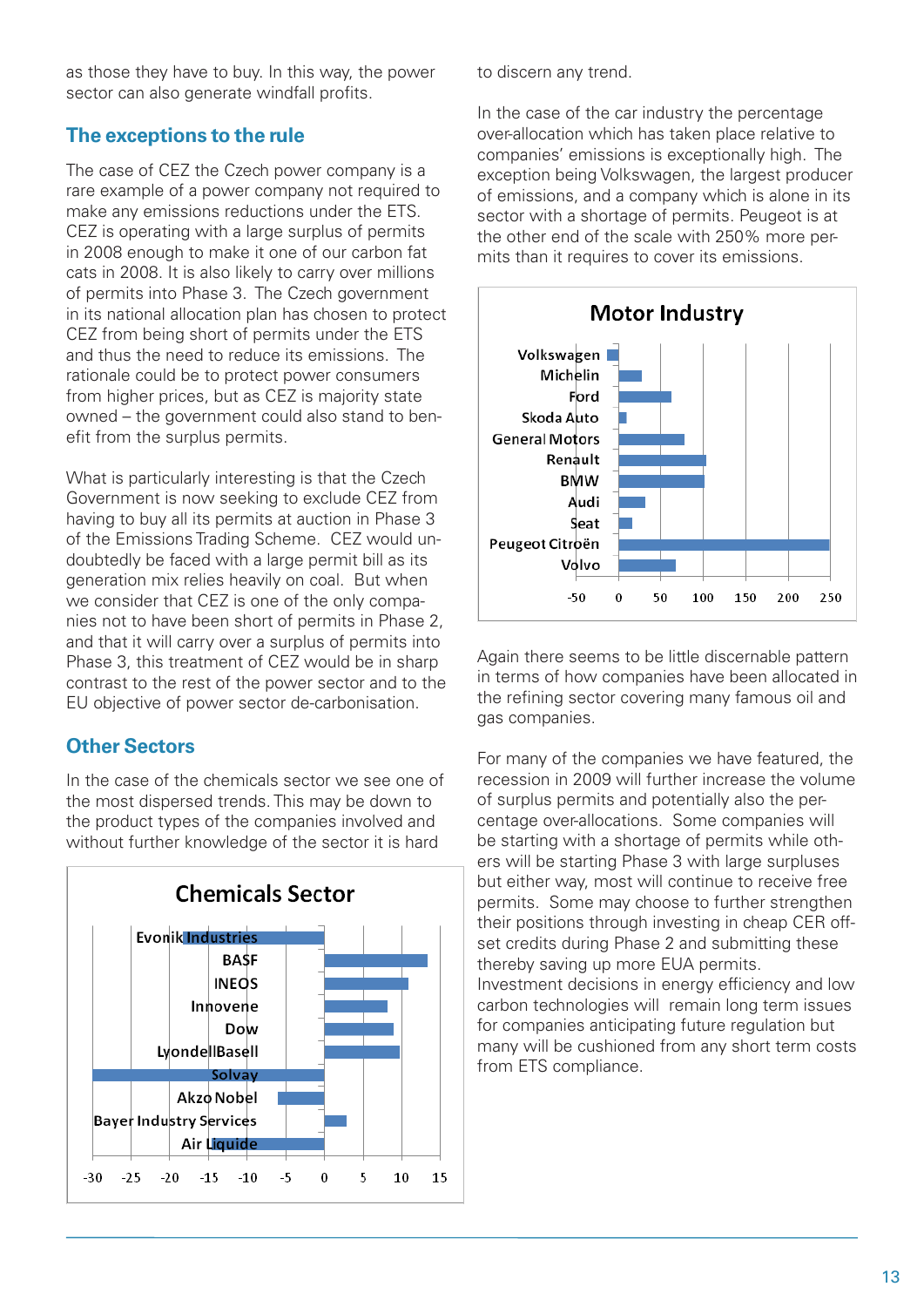as those they have to buy. In this way, the power sector can also generate windfall profits.

## The exceptions to the rule

The case of CEZ the Czech power company is a rare example of a power company not required to make any emissions reductions under the ETS. CEZ is operating with a large surplus of permits in 2008 enough to make it one of our carbon fat cats in 2008. It is also likely to carry over millions of permits into Phase 3. The Czech government in its national allocation plan has chosen to protect CEZ from being short of permits under the ETS and thus the need to reduce its emissions. The rationale could be to protect power consumers from higher prices, but as CEZ is majority state owned – the government could also stand to benefit from the surplus permits.

What is particularly interesting is that the Czech Government is now seeking to exclude CEZ from having to buy all its permits at auction in Phase 3 of the Emissions Trading Scheme. CEZ would undoubtedly be faced with a large permit bill as its generation mix relies heavily on coal. But when we consider that CEZ is one of the only companies not to have been short of permits in Phase 2, and that it will carry over a surplus of permits into Phase 3, this treatment of CEZ would be in sharp contrast to the rest of the power sector and to the EU objective of power sector de-carbonisation.

## Other Sectors

In the case of the chemicals sector we see one of the most dispersed trends. This may be down to the product types of the companies involved and without further knowledge of the sector it is hard to discern any trend.

**Chemicals Sector**

Evonik Industries, BASF, INEOS, Innovene, Dow, LyondellBasell, Solvay, Akzo Nobel, Bayer Industry Services, Air Liquide

-30 -25 -20 -15 -10 -5 0 5 10 15

In the case of the car industry the percentage over-allocation which has taken place relative to companies' emissions is exceptionally high. The exception being Volkswagen, the largest producer of emissions, and a company which is alone in its sector with a shortage of permits. Peugeot is at the other end of the scale with 250% more permits than it requires to cover its emissions.

**Motor Industry**

Volkswagen, Michelin, Ford, Skoda Auto, General Motors, Renault, BMW, Audi, Seat, Peugeot Citroën, Volvo

-50 0 50 100 150 200 250

Again there seems to be little discernable pattern in terms of how companies have been allocated in the refining sector covering many famous oil and gas companies.

For many of the companies we have featured, the recession in 2009 will further increase the volume of surplus permits and potentially also the percentage over-allocations. Some companies will be starting with a shortage of permits while others will be starting Phase 3 with large surpluses but either way, most will continue to receive free permits. Some may choose to further strengthen their positions through investing in cheap CER offset credits during Phase 2 and submitting these thereby saving up more EUA permits. Investment decisions in energy efficiency and low carbon technologies will remain long term issues for companies anticipating future regulation but many will be cushioned from any short term costs from ETS compliance.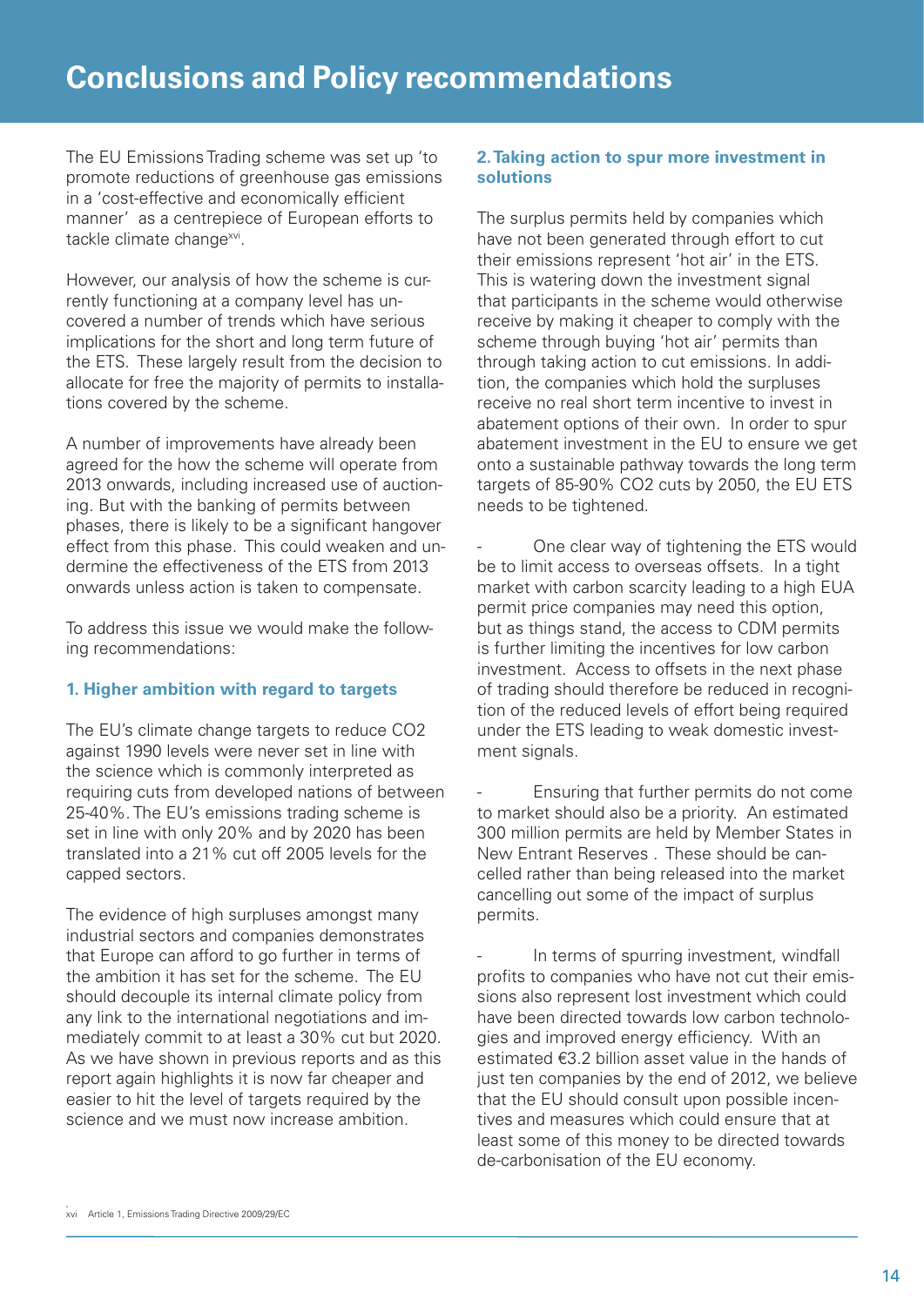# Conclusions and Policy recommendations

The EU Emissions Trading scheme was set up 'to promote reductions of greenhouse gas emissions in a 'cost-effective and economically efficient manner' as a centrepiece of European efforts to tackle climate change[xvi].

However, our analysis of how the scheme is currently functioning at a company level has uncovered a number of trends which have serious implications for the short and long term future of the ETS. These largely result from the decision to allocate for free the majority of permits to installations covered by the scheme.

A number of improvements have already been agreed for the how the scheme will operate from 2013 onwards, including increased use of auctioning. But with the banking of permits between phases, there is likely to be a significant hangover effect from this phase. This could weaken and undermine the effectiveness of the ETS from 2013 onwards unless action is taken to compensate.

To address this issue we would make the following recommendations:

### 1. Higher ambition with regard to targets

The EU's climate change targets to reduce $CO_2$ against 1990 levels were never set in line with the science which is commonly interpreted as requiring cuts from developed nations of between 25-40%. The EU's emissions trading scheme is set in line with only 20% and by 2020 has been translated into a 21% cut off 2005 levels for the capped sectors.

The evidence of high surpluses amongst many industrial sectors and companies demonstrates that Europe can afford to go further in terms of the ambition it has set for the scheme. The EU should decouple its internal climate policy from any link to the international negotiations and immediately commit to at least a 30% cut but 2020. As we have shown in previous reports and as this report again highlights it is now far cheaper and easier to hit the level of targets required by the science and we must now increase ambition.

### 2. Taking action to spur more investment in solutions

The surplus permits held by companies which have not been generated through effort to cut their emissions represent 'hot air' in the ETS. This is watering down the investment signal that participants in the scheme would otherwise receive by making it cheaper to comply with the scheme through buying 'hot air' permits than through taking action to cut emissions. In addition, the companies which hold the surpluses receive no real short term incentive to invest in abatement options of their own. In order to spur abatement investment in the EU to ensure we get onto a sustainable pathway towards the long term targets of 85-90% $CO_2$ cuts by 2050, the EU ETS needs to be tightened.

- One clear way of tightening the ETS would be to limit access to overseas offsets. In a tight market with carbon scarcity leading to a high EUA permit price companies may need this option, but as things stand, the access to CDM permits is further limiting the incentives for low carbon investment. Access to offsets in the next phase of trading should therefore be reduced in recognition of the reduced levels of effort being required under the ETS leading to weak domestic investment signals.

- Ensuring that further permits do not come to market should also be a priority. An estimated 300 million permits are held by Member States in New Entrant Reserves . These should be cancelled rather than being released into the market cancelling out some of the impact of surplus permits.

- In terms of spurring investment, windfall profits to companies who have not cut their emissions also represent lost investment which could have been directed towards low carbon technologies and improved energy efficiency. With an estimated €3.2 billion asset value in the hands of just ten companies by the end of 2012, we believe that the EU should consult upon possible incentives and measures which could ensure that at least some of this money to be directed towards de-carbonisation of the EU economy.

[xvi] Article 1, Emissions Trading Directive 2009/29/EC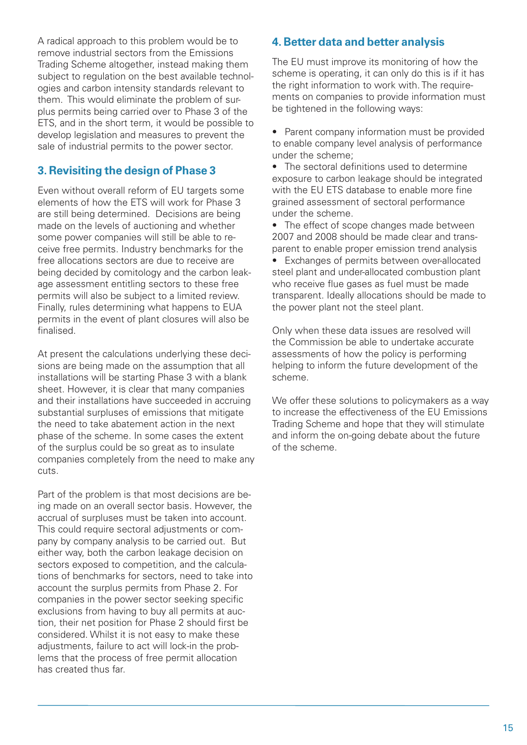A radical approach to this problem would be to remove industrial sectors from the Emissions Trading Scheme altogether, instead making them subject to regulation on the best available technologies and carbon intensity standards relevant to them. This would eliminate the problem of surplus permits being carried over to Phase 3 of the ETS, and in the short term, it would be possible to develop legislation and measures to prevent the sale of industrial permits to the power sector.

## 3. Revisiting the design of Phase 3

Even without overall reform of EU targets some elements of how the ETS will work for Phase 3 are still being determined. Decisions are being made on the levels of auctioning and whether some power companies will still be able to receive free permits. Industry benchmarks for the free allocations sectors are due to receive are being decided by comitology and the carbon leakage assessment entitling sectors to these free permits will also be subject to a limited review. Finally, rules determining what happens to EUA permits in the event of plant closures will also be finalised.

At present the calculations underlying these decisions are being made on the assumption that all installations will be starting Phase 3 with a blank sheet. However, it is clear that many companies and their installations have succeeded in accruing substantial surpluses of emissions that mitigate the need to take abatement action in the next phase of the scheme. In some cases the extent of the surplus could be so great as to insulate companies completely from the need to make any cuts.

Part of the problem is that most decisions are being made on an overall sector basis. However, the accrual of surpluses must be taken into account. This could require sectoral adjustments or company by company analysis to be carried out. But either way, both the carbon leakage decision on sectors exposed to competition, and the calculations of benchmarks for sectors, need to take into account the surplus permits from Phase 2. For companies in the power sector seeking specific exclusions from having to buy all permits at auction, their net position for Phase 2 should first be considered. Whilst it is not easy to make these adjustments, failure to act will lock-in the problems that the process of free permit allocation has created thus far.

## 4. Better data and better analysis

The EU must improve its monitoring of how the scheme is operating, it can only do this is if it has the right information to work with. The requirements on companies to provide information must be tightened in the following ways:

- Parent company information must be provided to enable company level analysis of performance under the scheme;
- The sectoral definitions used to determine exposure to carbon leakage should be integrated with the EU ETS database to enable more fine grained assessment of sectoral performance under the scheme.
- The effect of scope changes made between 2007 and 2008 should be made clear and transparent to enable proper emission trend analysis
- Exchanges of permits between over-allocated steel plant and under-allocated combustion plant who receive flue gases as fuel must be made transparent. Ideally allocations should be made to the power plant not the steel plant.

Only when these data issues are resolved will the Commission be able to undertake accurate assessments of how the policy is performing helping to inform the future development of the scheme.

We offer these solutions to policymakers as a way to increase the effectiveness of the EU Emissions Trading Scheme and hope that they will stimulate and inform the on-going debate about the future of the scheme.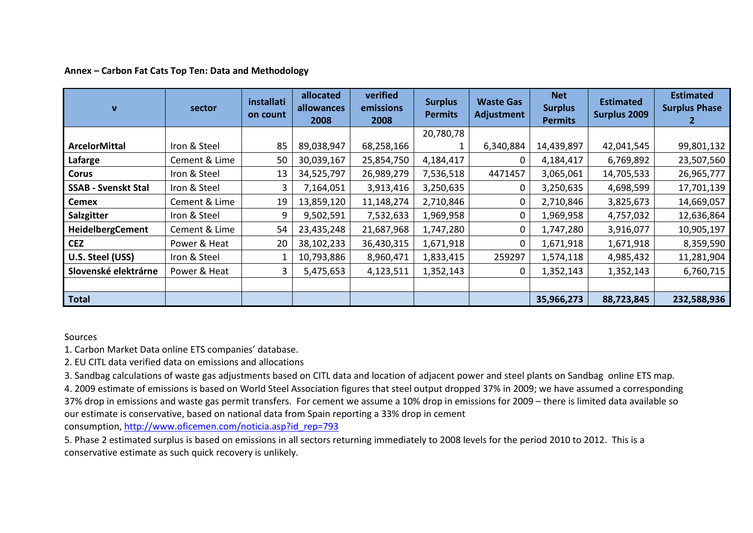**Annex – Carbon Fat Cats Top Ten: Data and Methodology**

| v | sector | installation count | allocated allowances 2008 | verified emissions 2008 | Surplus Permits | Waste Gas Adjustment | Net Surplus Permits | Estimated Surplus 2009 | Estimated Surplus Phase 2 |
|---|---|---|---|---|---|---|---|---|---|
| **ArcelorMittal** | Iron & Steel | 85 | 89,038,947 | 68,258,166 | 20,780,781 | 6,340,884 | 14,439,897 | 42,041,545 | 99,801,132 |
| **Lafarge** | Cement & Lime | 50 | 30,039,167 | 25,854,750 | 4,184,417 | 0 | 4,184,417 | 6,769,892 | 23,507,560 |
| **Corus** | Iron & Steel | 13 | 34,525,797 | 26,989,279 | 7,536,518 | 4471457 | 3,065,061 | 14,705,533 | 26,965,777 |
| **SSAB - Svenskt Stal** | Iron & Steel | 3 | 7,164,051 | 3,913,416 | 3,250,635 | 0 | 3,250,635 | 4,698,599 | 17,701,139 |
| **Cemex** | Cement & Lime | 19 | 13,859,120 | 11,148,274 | 2,710,846 | 0 | 2,710,846 | 3,825,673 | 14,669,057 |
| **Salzgitter** | Iron & Steel | 9 | 9,502,591 | 7,532,633 | 1,969,958 | 0 | 1,969,958 | 4,757,032 | 12,636,864 |
| **HeidelbergCement** | Cement & Lime | 54 | 23,435,248 | 21,687,968 | 1,747,280 | 0 | 1,747,280 | 3,916,077 | 10,905,197 |
| **CEZ** | Power & Heat | 20 | 38,102,233 | 36,430,315 | 1,671,918 | 0 | 1,671,918 | 1,671,918 | 8,359,590 |
| **U.S. Steel (USS)** | Iron & Steel | 1 | 10,793,886 | 8,960,471 | 1,833,415 | 259297 | 1,574,118 | 4,985,432 | 11,281,904 |
| **Slovenské elektrárne** | Power & Heat | 3 | 5,475,653 | 4,123,511 | 1,352,143 | 0 | 1,352,143 | 1,352,143 | 6,760,715 |
| | | | | | | | | | |
| **Total** | | | | | | | **35,966,273** | **88,723,845** | **232,588,936** |

Sources

1. Carbon Market Data online ETS companies' database.
2. EU CITL data verified data on emissions and allocations
3. Sandbag calculations of waste gas adjustments based on CITL data and location of adjacent power and steel plants on Sandbag online ETS map.
4. 2009 estimate of emissions is based on World Steel Association figures that steel output dropped 37% in 2009; we have assumed a corresponding 37% drop in emissions and waste gas permit transfers. For cement we assume a 10% drop in emissions for 2009 – there is limited data available so our estimate is conservative, based on national data from Spain reporting a 33% drop in cement consumption, http://www.oficemen.com/noticia.asp?id_rep=793
5. Phase 2 estimated surplus is based on emissions in all sectors returning immediately to 2008 levels for the period 2010 to 2012. This is a conservative estimate as such quick recovery is unlikely.